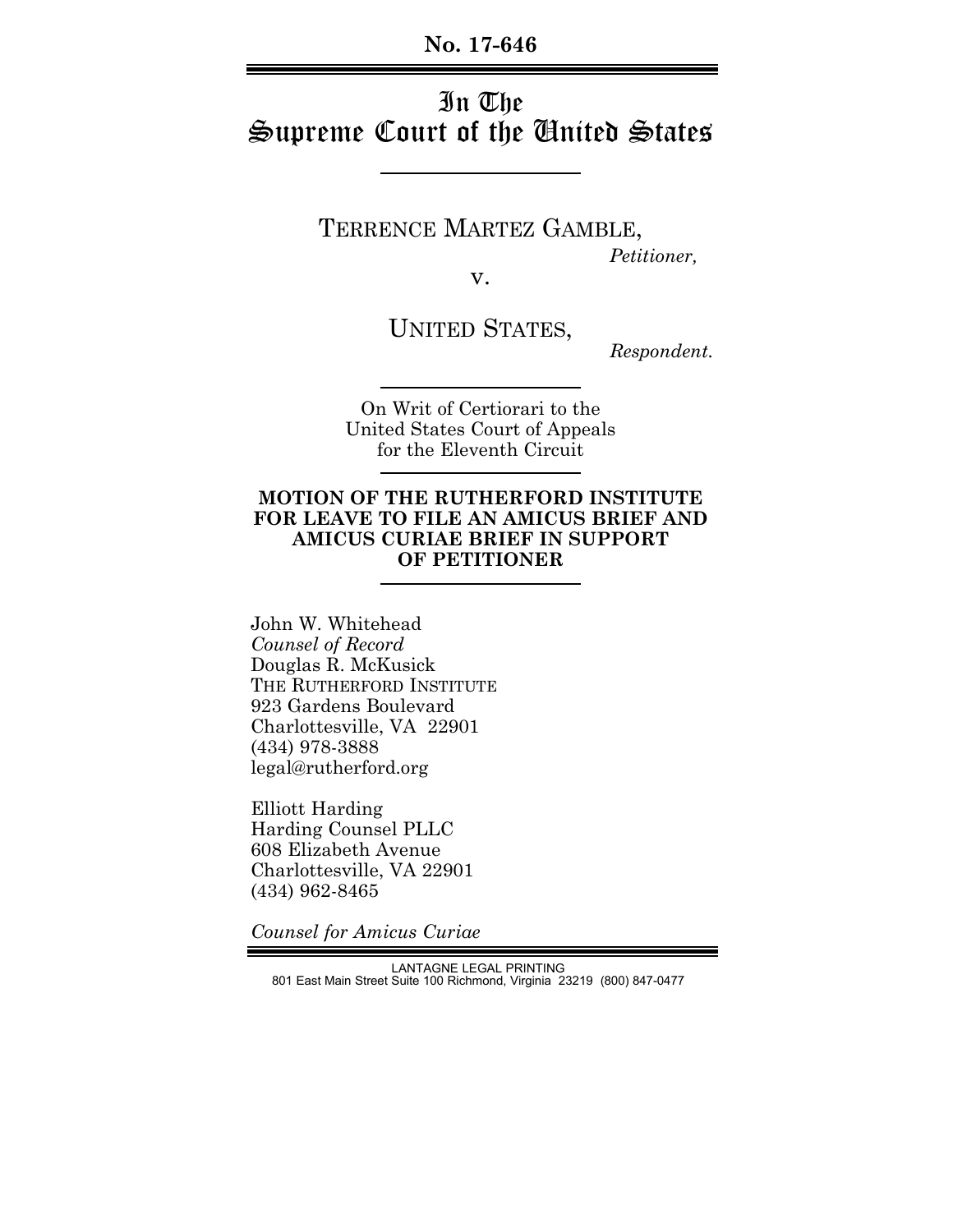**No. 17-646**

# In The Supreme Court of the United States

TERRENCE MARTEZ GAMBLE,

*Petitioner,*

v.

UNITED STATES,

*Respondent.*

On Writ of Certiorari to the United States Court of Appeals for the Eleventh Circuit

**MOTION OF THE RUTHERFORD INSTITUTE FOR LEAVE TO FILE AN AMICUS BRIEF AND AMICUS CURIAE BRIEF IN SUPPORT OF PETITIONER**

John W. Whitehead
*Counsel of Record*
Douglas R. McKusick
THE RUTHERFORD INSTITUTE
923 Gardens Boulevard
Charlottesville, VA 22901
(434) 978-3888
legal@rutherford.org

Elliott Harding
Harding Counsel PLLC
608 Elizabeth Avenue
Charlottesville, VA 22901
(434) 962-8465

*Counsel for Amicus Curiae*

LANTAGNE LEGAL PRINTING
801 East Main Street Suite 100 Richmond, Virginia 23219 (800) 847-0477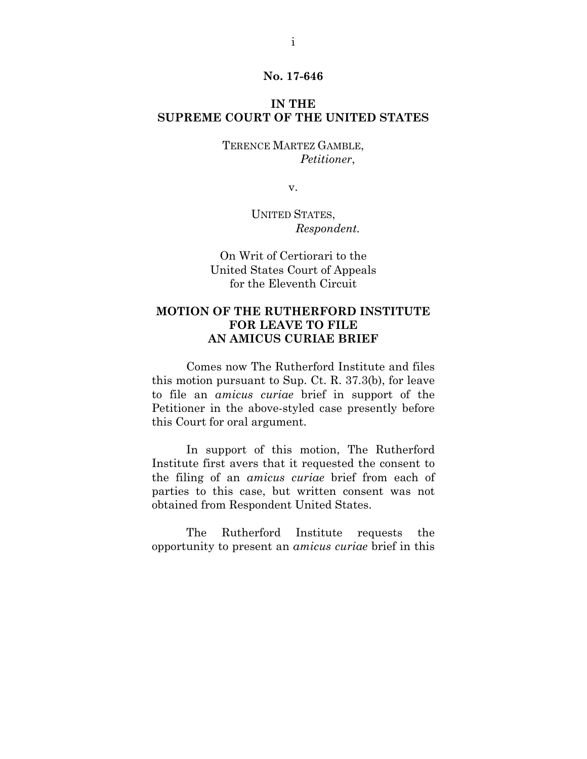**No. 17-646**

**IN THE**
**SUPREME COURT OF THE UNITED STATES**

TERENCE MARTEZ GAMBLE,
*Petitioner*,

v.

UNITED STATES,
*Respondent.*

On Writ of Certiorari to the
United States Court of Appeals
for the Eleventh Circuit

**MOTION OF THE RUTHERFORD INSTITUTE FOR LEAVE TO FILE AN AMICUS CURIAE BRIEF**

Comes now The Rutherford Institute and files this motion pursuant to Sup. Ct. R. 37.3(b), for leave to file an *amicus curiae* brief in support of the Petitioner in the above-styled case presently before this Court for oral argument.

In support of this motion, The Rutherford Institute first avers that it requested the consent to the filing of an *amicus curiae* brief from each of parties to this case, but written consent was not obtained from Respondent United States.

The Rutherford Institute requests the opportunity to present an *amicus curiae* brief in this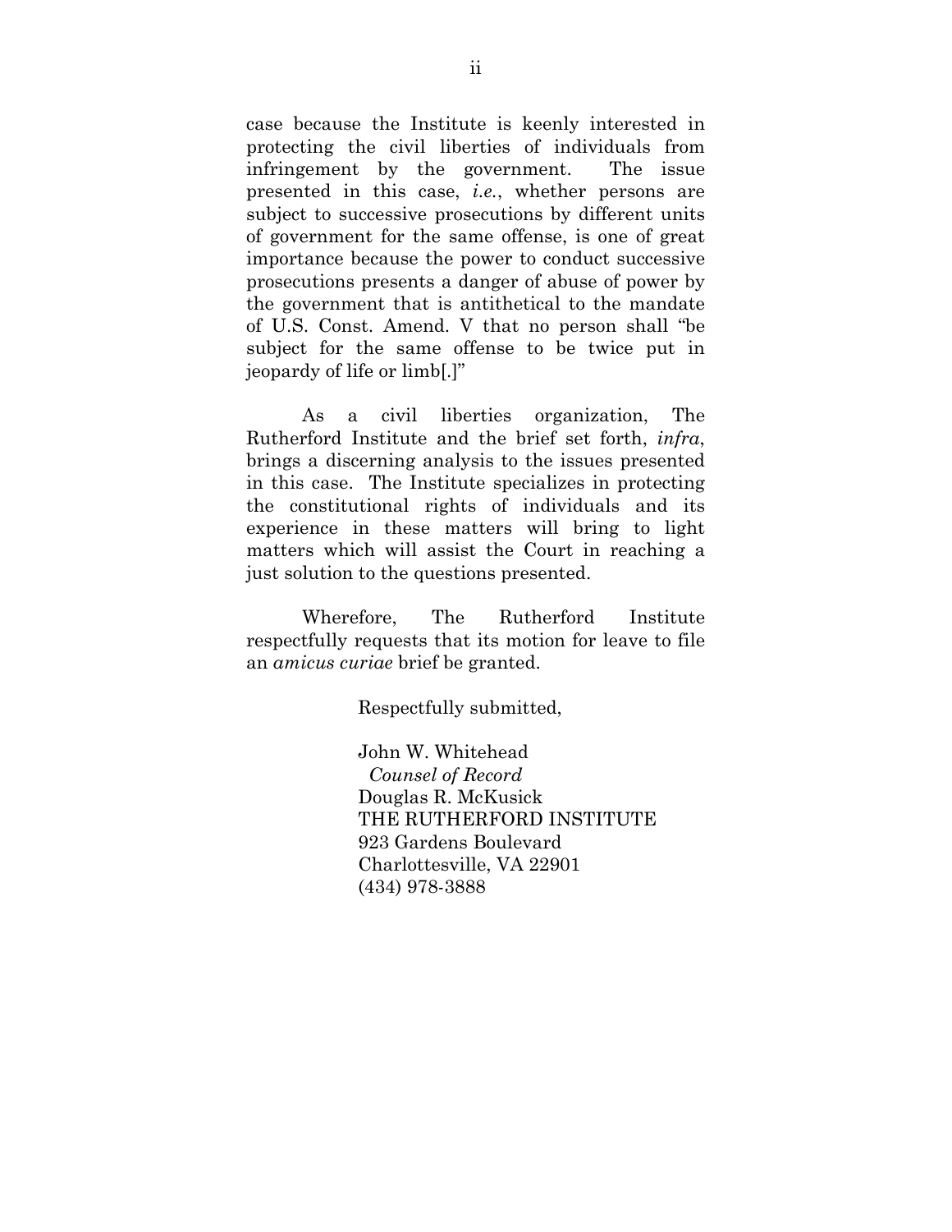case because the Institute is keenly interested in protecting the civil liberties of individuals from infringement by the government. The issue presented in this case, *i.e.*, whether persons are subject to successive prosecutions by different units of government for the same offense, is one of great importance because the power to conduct successive prosecutions presents a danger of abuse of power by the government that is antithetical to the mandate of U.S. Const. Amend. V that no person shall "be subject for the same offense to be twice put in jeopardy of life or limb[.]"

As a civil liberties organization, The Rutherford Institute and the brief set forth, *infra*, brings a discerning analysis to the issues presented in this case. The Institute specializes in protecting the constitutional rights of individuals and its experience in these matters will bring to light matters which will assist the Court in reaching a just solution to the questions presented.

Wherefore, The Rutherford Institute respectfully requests that its motion for leave to file an *amicus curiae* brief be granted.

Respectfully submitted,

John W. Whitehead
*Counsel of Record*
Douglas R. McKusick
THE RUTHERFORD INSTITUTE
923 Gardens Boulevard
Charlottesville, VA 22901
(434) 978-3888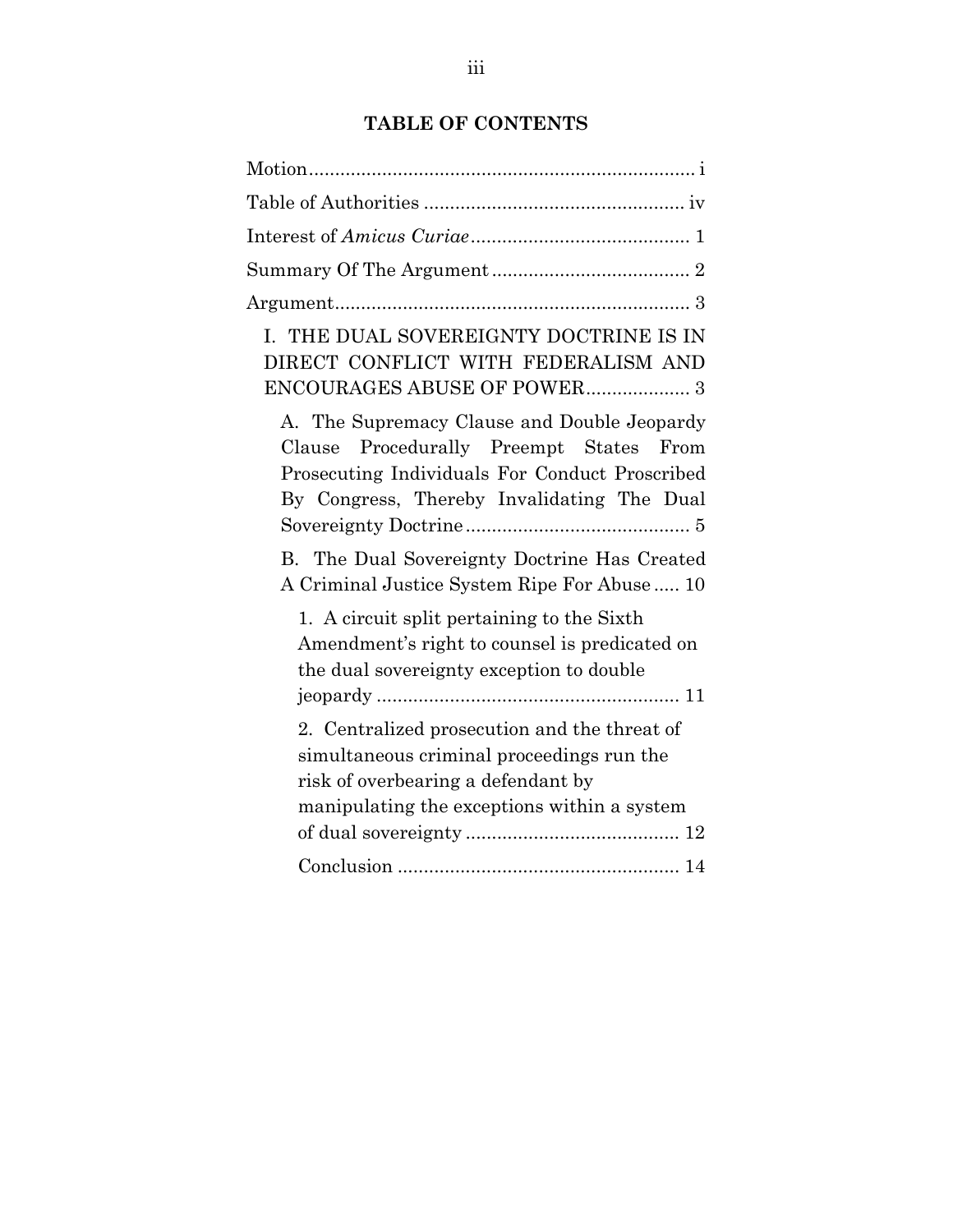# TABLE OF CONTENTS

Motion ........................................................................ i

Table of Authorities ................................................. iv

Interest of *Amicus Curiae* ......................................... 1

Summary Of The Argument ..................................... 2

Argument .................................................................. 3

I. THE DUAL SOVEREIGNTY DOCTRINE IS IN DIRECT CONFLICT WITH FEDERALISM AND ENCOURAGES ABUSE OF POWER .................... 3

A. The Supremacy Clause and Double Jeopardy Clause Procedurally Preempt States From Prosecuting Individuals For Conduct Proscribed By Congress, Thereby Invalidating The Dual Sovereignty Doctrine ........................................... 5

B. The Dual Sovereignty Doctrine Has Created A Criminal Justice System Ripe For Abuse ..... 10

1. A circuit split pertaining to the Sixth Amendment's right to counsel is predicated on the dual sovereignty exception to double jeopardy ......................................................... 11

2. Centralized prosecution and the threat of simultaneous criminal proceedings run the risk of overbearing a defendant by manipulating the exceptions within a system of dual sovereignty ......................................... 12

Conclusion ..................................................... 14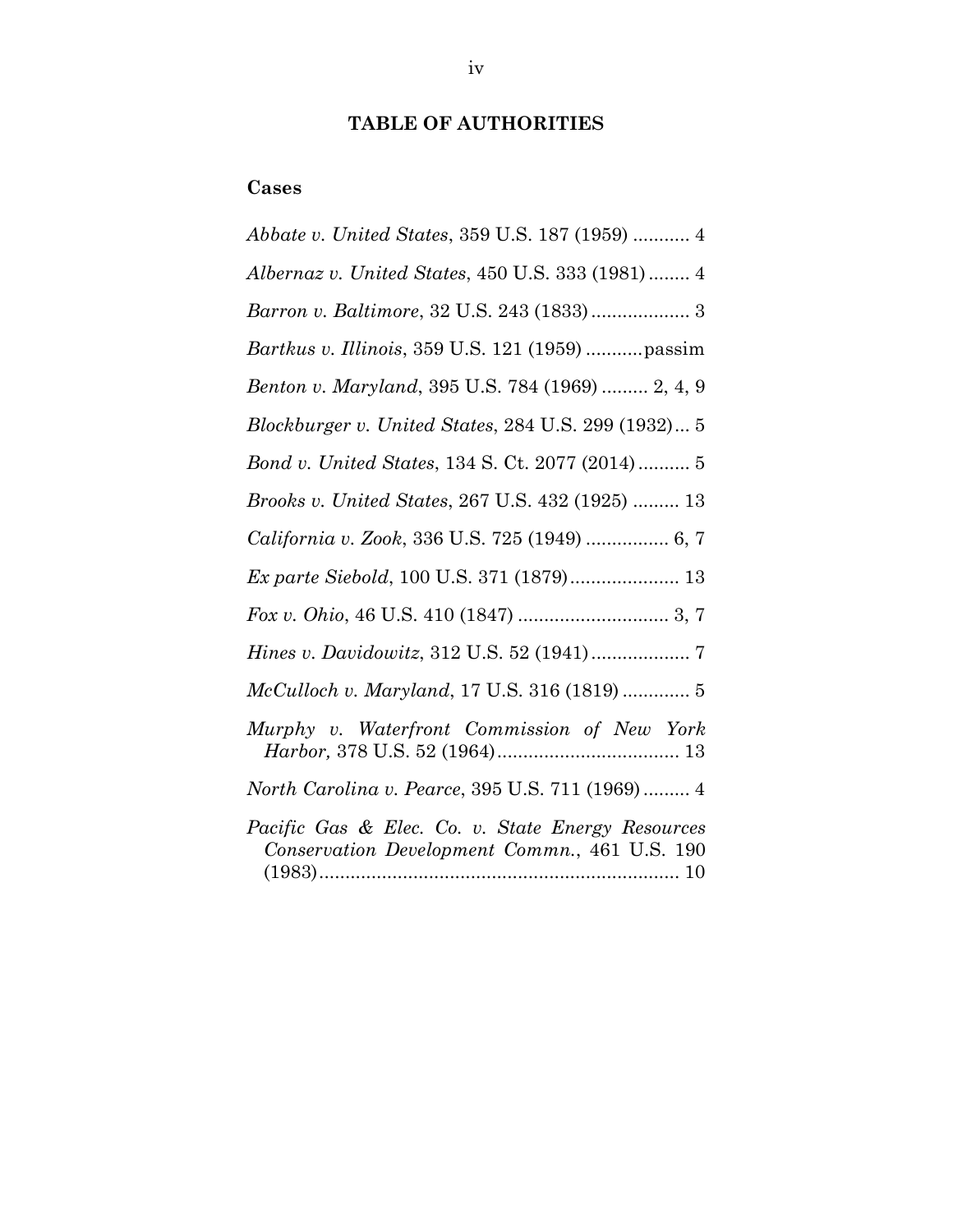## TABLE OF AUTHORITIES

### Cases

*Abbate v. United States*, 359 U.S. 187 (1959) ........... 4

*Albernaz v. United States*, 450 U.S. 333 (1981) ........ 4

*Barron v. Baltimore*, 32 U.S. 243 (1833) ................... 3

*Bartkus v. Illinois*, 359 U.S. 121 (1959) ...........passim

*Benton v. Maryland*, 395 U.S. 784 (1969) ......... 2, 4, 9

*Blockburger v. United States*, 284 U.S. 299 (1932)... 5

*Bond v. United States*, 134 S. Ct. 2077 (2014) .......... 5

*Brooks v. United States*, 267 U.S. 432 (1925) ......... 13

*California v. Zook*, 336 U.S. 725 (1949) ................ 6, 7

*Ex parte Siebold*, 100 U.S. 371 (1879) ..................... 13

*Fox v. Ohio*, 46 U.S. 410 (1847) ............................. 3, 7

*Hines v. Davidowitz*, 312 U.S. 52 (1941) ................... 7

*McCulloch v. Maryland*, 17 U.S. 316 (1819) ............. 5

*Murphy v. Waterfront Commission of New York Harbor,* 378 U.S. 52 (1964) .................................. 13

*North Carolina v. Pearce*, 395 U.S. 711 (1969) ......... 4

*Pacific Gas & Elec. Co. v. State Energy Resources Conservation Development Commn.*, 461 U.S. 190 (1983) .................................................................. 10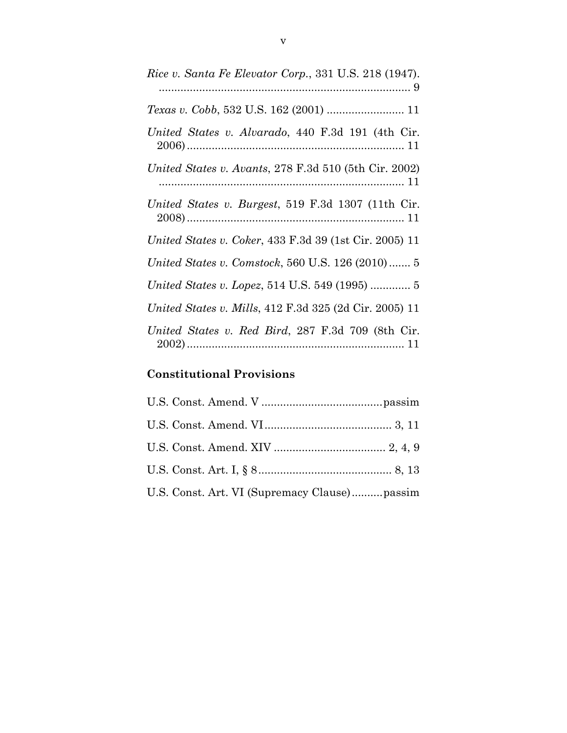*Rice v. Santa Fe Elevator Corp.*, 331 U.S. 218 (1947). ................................................................................ 9

*Texas v. Cobb*, 532 U.S. 162 (2001) ......................... 11

*United States v. Alvarado*, 440 F.3d 191 (4th Cir. 2006) ...................................................................... 11

*United States v. Avants*, 278 F.3d 510 (5th Cir. 2002) ................................................................................ 11

*United States v. Burgest*, 519 F.3d 1307 (11th Cir. 2008) ...................................................................... 11

*United States v. Coker*, 433 F.3d 39 (1st Cir. 2005) 11

*United States v. Comstock*, 560 U.S. 126 (2010) ....... 5

*United States v. Lopez*, 514 U.S. 549 (1995) ............. 5

*United States v. Mills*, 412 F.3d 325 (2d Cir. 2005) 11

*United States v. Red Bird*, 287 F.3d 709 (8th Cir. 2002) ...................................................................... 11

**Constitutional Provisions**

U.S. Const. Amend. V ......................................passim

U.S. Const. Amend. VI ......................................... 3, 11

U.S. Const. Amend. XIV .................................... 2, 4, 9

U.S. Const. Art. I, § 8 ........................................... 8, 13

U.S. Const. Art. VI (Supremacy Clause) ..........passim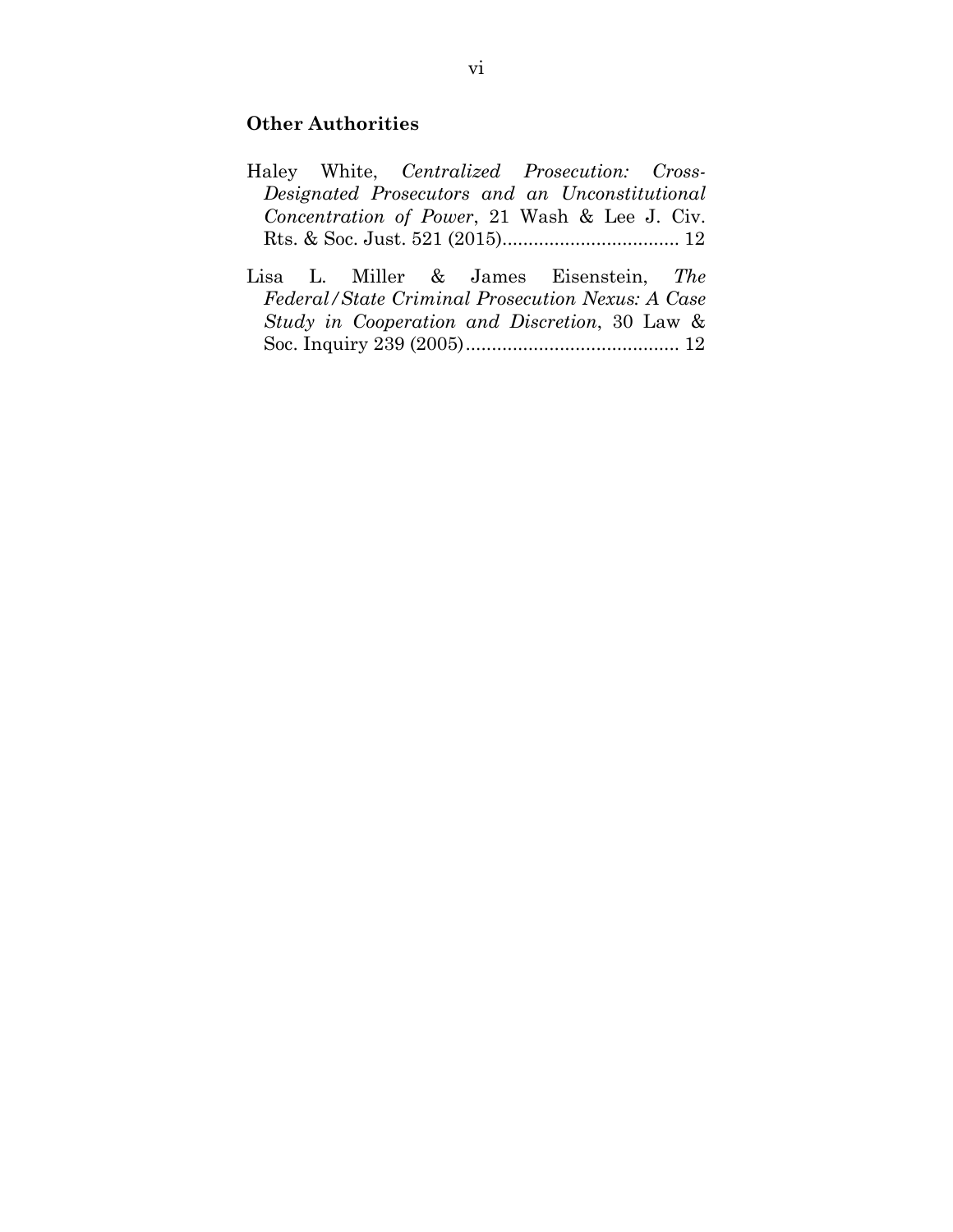**Other Authorities**

Haley White, *Centralized Prosecution: Cross-Designated Prosecutors and an Unconstitutional Concentration of Power*, 21 Wash & Lee J. Civ. Rts. & Soc. Just. 521 (2015).................................. 12

Lisa L. Miller & James Eisenstein, *The Federal/State Criminal Prosecution Nexus: A Case Study in Cooperation and Discretion*, 30 Law & Soc. Inquiry 239 (2005)......................................... 12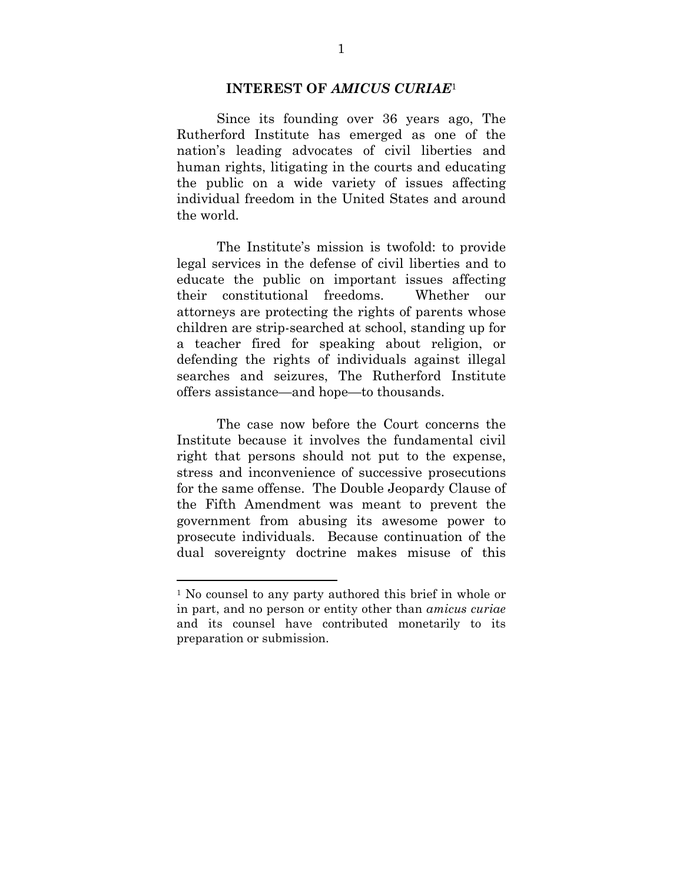## INTEREST OF *AMICUS CURIAE*[1]

Since its founding over 36 years ago, The Rutherford Institute has emerged as one of the nation's leading advocates of civil liberties and human rights, litigating in the courts and educating the public on a wide variety of issues affecting individual freedom in the United States and around the world.

The Institute's mission is twofold: to provide legal services in the defense of civil liberties and to educate the public on important issues affecting their constitutional freedoms. Whether our attorneys are protecting the rights of parents whose children are strip-searched at school, standing up for a teacher fired for speaking about religion, or defending the rights of individuals against illegal searches and seizures, The Rutherford Institute offers assistance—and hope—to thousands.

The case now before the Court concerns the Institute because it involves the fundamental civil right that persons should not put to the expense, stress and inconvenience of successive prosecutions for the same offense. The Double Jeopardy Clause of the Fifth Amendment was meant to prevent the government from abusing its awesome power to prosecute individuals. Because continuation of the dual sovereignty doctrine makes misuse of this

---

[1] No counsel to any party authored this brief in whole or in part, and no person or entity other than *amicus curiae* and its counsel have contributed monetarily to its preparation or submission.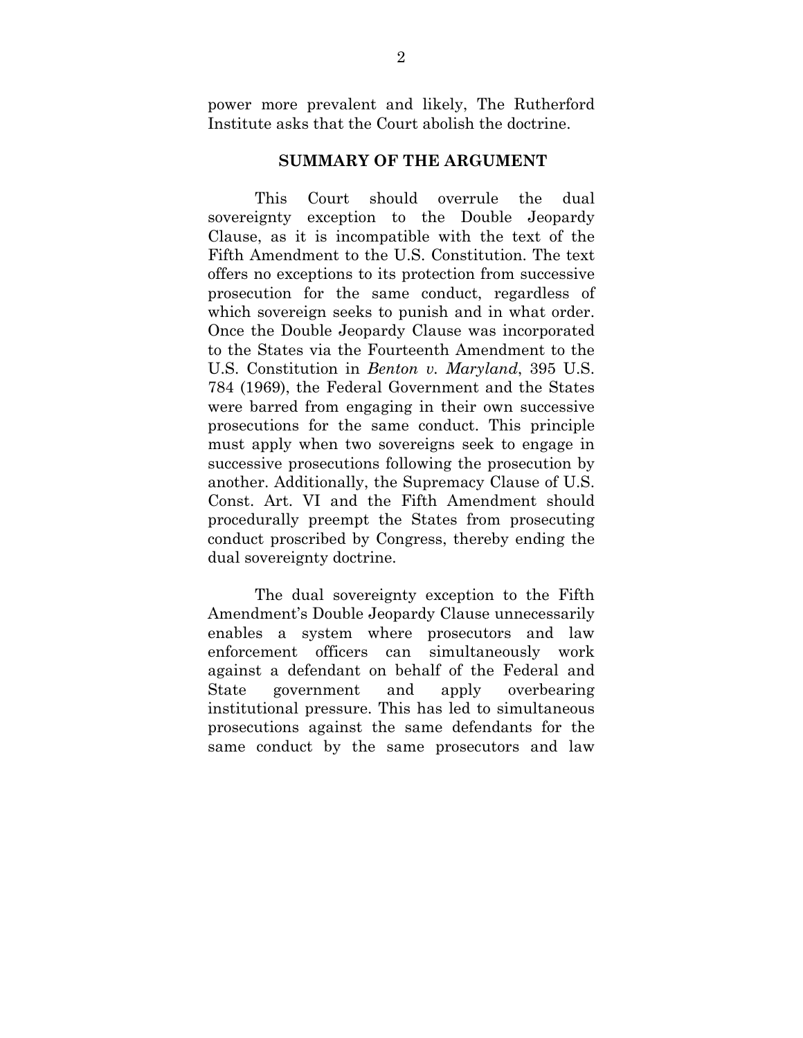power more prevalent and likely, The Rutherford Institute asks that the Court abolish the doctrine.

## SUMMARY OF THE ARGUMENT

This Court should overrule the dual sovereignty exception to the Double Jeopardy Clause, as it is incompatible with the text of the Fifth Amendment to the U.S. Constitution. The text offers no exceptions to its protection from successive prosecution for the same conduct, regardless of which sovereign seeks to punish and in what order. Once the Double Jeopardy Clause was incorporated to the States via the Fourteenth Amendment to the U.S. Constitution in *Benton v. Maryland*, 395 U.S. 784 (1969), the Federal Government and the States were barred from engaging in their own successive prosecutions for the same conduct. This principle must apply when two sovereigns seek to engage in successive prosecutions following the prosecution by another. Additionally, the Supremacy Clause of U.S. Const. Art. VI and the Fifth Amendment should procedurally preempt the States from prosecuting conduct proscribed by Congress, thereby ending the dual sovereignty doctrine.

The dual sovereignty exception to the Fifth Amendment's Double Jeopardy Clause unnecessarily enables a system where prosecutors and law enforcement officers can simultaneously work against a defendant on behalf of the Federal and State government and apply overbearing institutional pressure. This has led to simultaneous prosecutions against the same defendants for the same conduct by the same prosecutors and law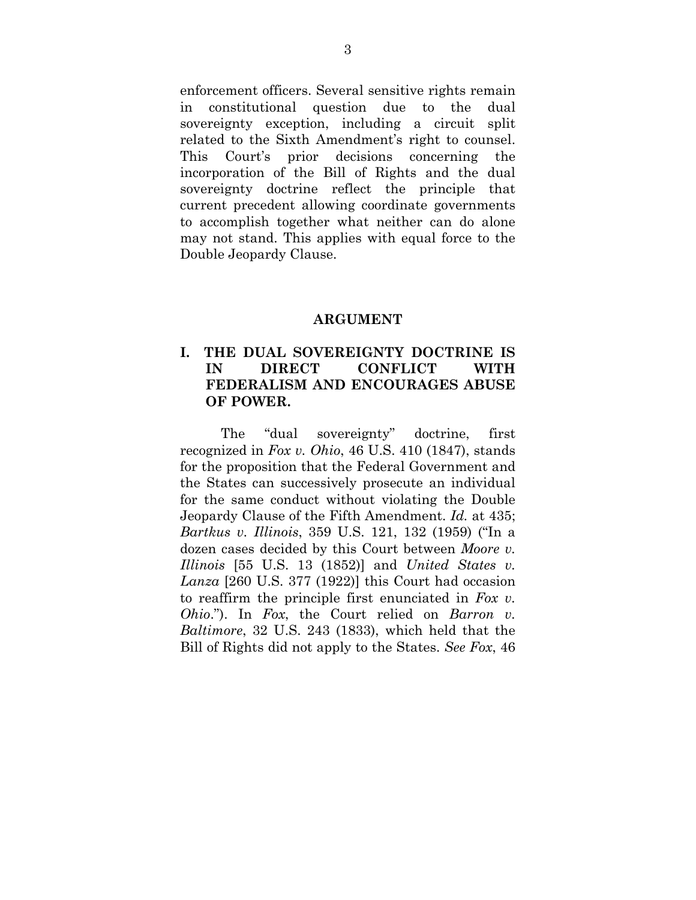enforcement officers. Several sensitive rights remain in constitutional question due to the dual sovereignty exception, including a circuit split related to the Sixth Amendment's right to counsel. This Court's prior decisions concerning the incorporation of the Bill of Rights and the dual sovereignty doctrine reflect the principle that current precedent allowing coordinate governments to accomplish together what neither can do alone may not stand. This applies with equal force to the Double Jeopardy Clause.

## ARGUMENT

### I. THE DUAL SOVEREIGNTY DOCTRINE IS IN DIRECT CONFLICT WITH FEDERALISM AND ENCOURAGES ABUSE OF POWER.

The "dual sovereignty" doctrine, first recognized in *Fox v. Ohio*, 46 U.S. 410 (1847), stands for the proposition that the Federal Government and the States can successively prosecute an individual for the same conduct without violating the Double Jeopardy Clause of the Fifth Amendment. *Id.* at 435; *Bartkus v. Illinois*, 359 U.S. 121, 132 (1959) ("In a dozen cases decided by this Court between *Moore v. Illinois* [55 U.S. 13 (1852)] and *United States v. Lanza* [260 U.S. 377 (1922)] this Court had occasion to reaffirm the principle first enunciated in *Fox v. Ohio*."). In *Fox*, the Court relied on *Barron v. Baltimore*, 32 U.S. 243 (1833), which held that the Bill of Rights did not apply to the States. *See Fox*, 46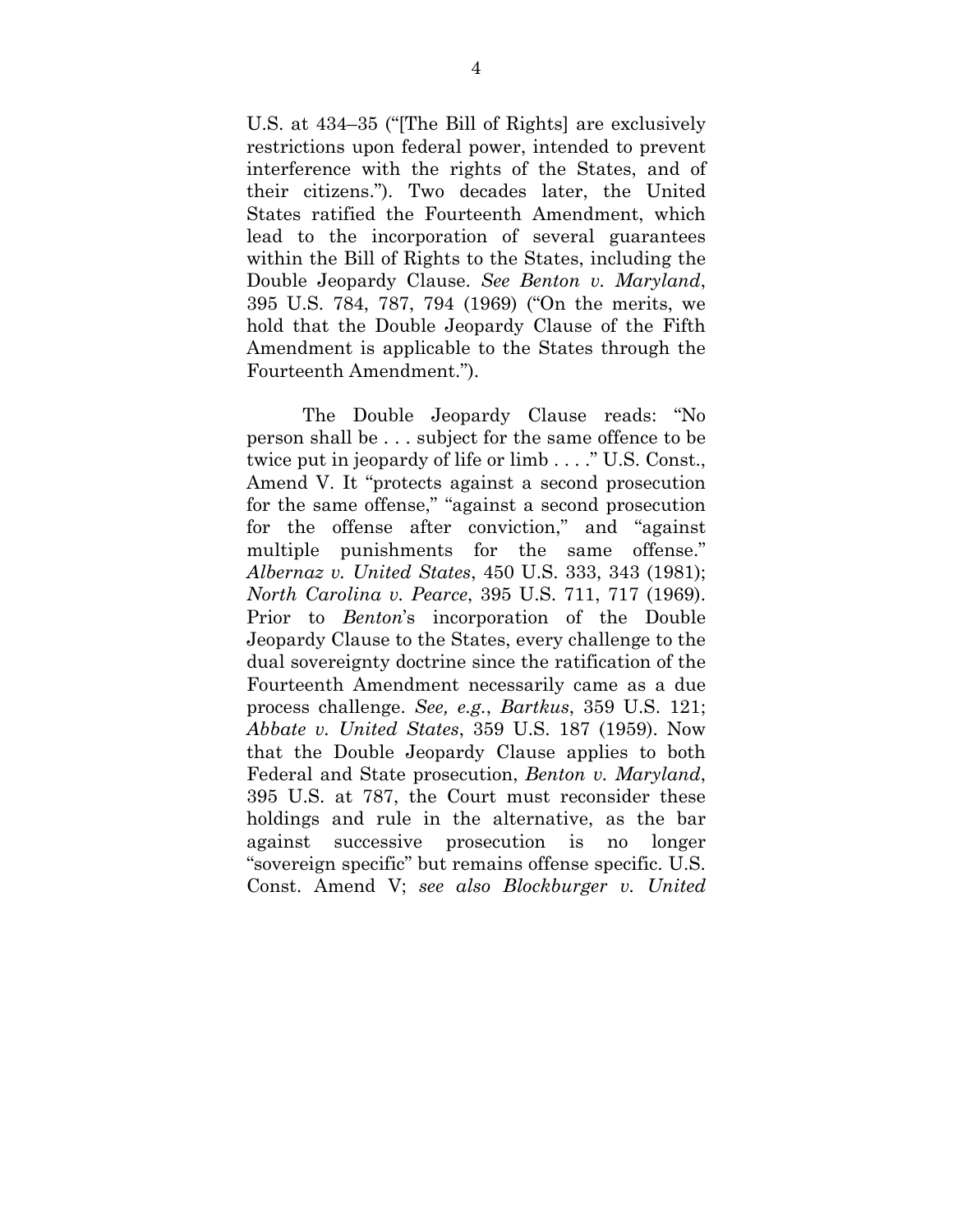U.S. at 434–35 ("[The Bill of Rights] are exclusively restrictions upon federal power, intended to prevent interference with the rights of the States, and of their citizens."). Two decades later, the United States ratified the Fourteenth Amendment, which lead to the incorporation of several guarantees within the Bill of Rights to the States, including the Double Jeopardy Clause. *See Benton v. Maryland*, 395 U.S. 784, 787, 794 (1969) ("On the merits, we hold that the Double Jeopardy Clause of the Fifth Amendment is applicable to the States through the Fourteenth Amendment.").

The Double Jeopardy Clause reads: "No person shall be . . . subject for the same offence to be twice put in jeopardy of life or limb . . . ." U.S. Const., Amend V. It "protects against a second prosecution for the same offense," "against a second prosecution for the offense after conviction," and "against multiple punishments for the same offense." *Albernaz v. United States*, 450 U.S. 333, 343 (1981); *North Carolina v. Pearce*, 395 U.S. 711, 717 (1969). Prior to *Benton*'s incorporation of the Double Jeopardy Clause to the States, every challenge to the dual sovereignty doctrine since the ratification of the Fourteenth Amendment necessarily came as a due process challenge. *See, e.g.*, *Bartkus*, 359 U.S. 121; *Abbate v. United States*, 359 U.S. 187 (1959). Now that the Double Jeopardy Clause applies to both Federal and State prosecution, *Benton v. Maryland*, 395 U.S. at 787, the Court must reconsider these holdings and rule in the alternative, as the bar against successive prosecution is no longer "sovereign specific" but remains offense specific. U.S. Const. Amend V; *see also Blockburger v. United*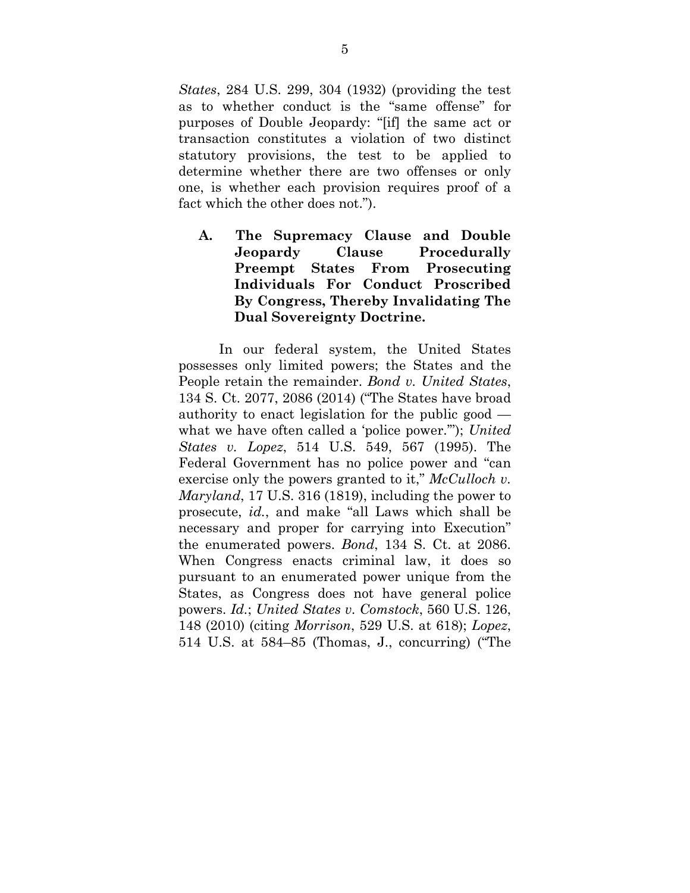*States*, 284 U.S. 299, 304 (1932) (providing the test as to whether conduct is the "same offense" for purposes of Double Jeopardy: "[if] the same act or transaction constitutes a violation of two distinct statutory provisions, the test to be applied to determine whether there are two offenses or only one, is whether each provision requires proof of a fact which the other does not.").

### A. The Supremacy Clause and Double Jeopardy Clause Procedurally Preempt States From Prosecuting Individuals For Conduct Proscribed By Congress, Thereby Invalidating The Dual Sovereignty Doctrine.

In our federal system, the United States possesses only limited powers; the States and the People retain the remainder. *Bond v. United States*, 134 S. Ct. 2077, 2086 (2014) ("The States have broad authority to enact legislation for the public good — what we have often called a 'police power.'"); *United States v. Lopez*, 514 U.S. 549, 567 (1995). The Federal Government has no police power and "can exercise only the powers granted to it," *McCulloch v. Maryland*, 17 U.S. 316 (1819), including the power to prosecute, *id.*, and make "all Laws which shall be necessary and proper for carrying into Execution" the enumerated powers. *Bond*, 134 S. Ct. at 2086. When Congress enacts criminal law, it does so pursuant to an enumerated power unique from the States, as Congress does not have general police powers. *Id.*; *United States v. Comstock*, 560 U.S. 126, 148 (2010) (citing *Morrison*, 529 U.S. at 618); *Lopez*, 514 U.S. at 584–85 (Thomas, J., concurring) ("The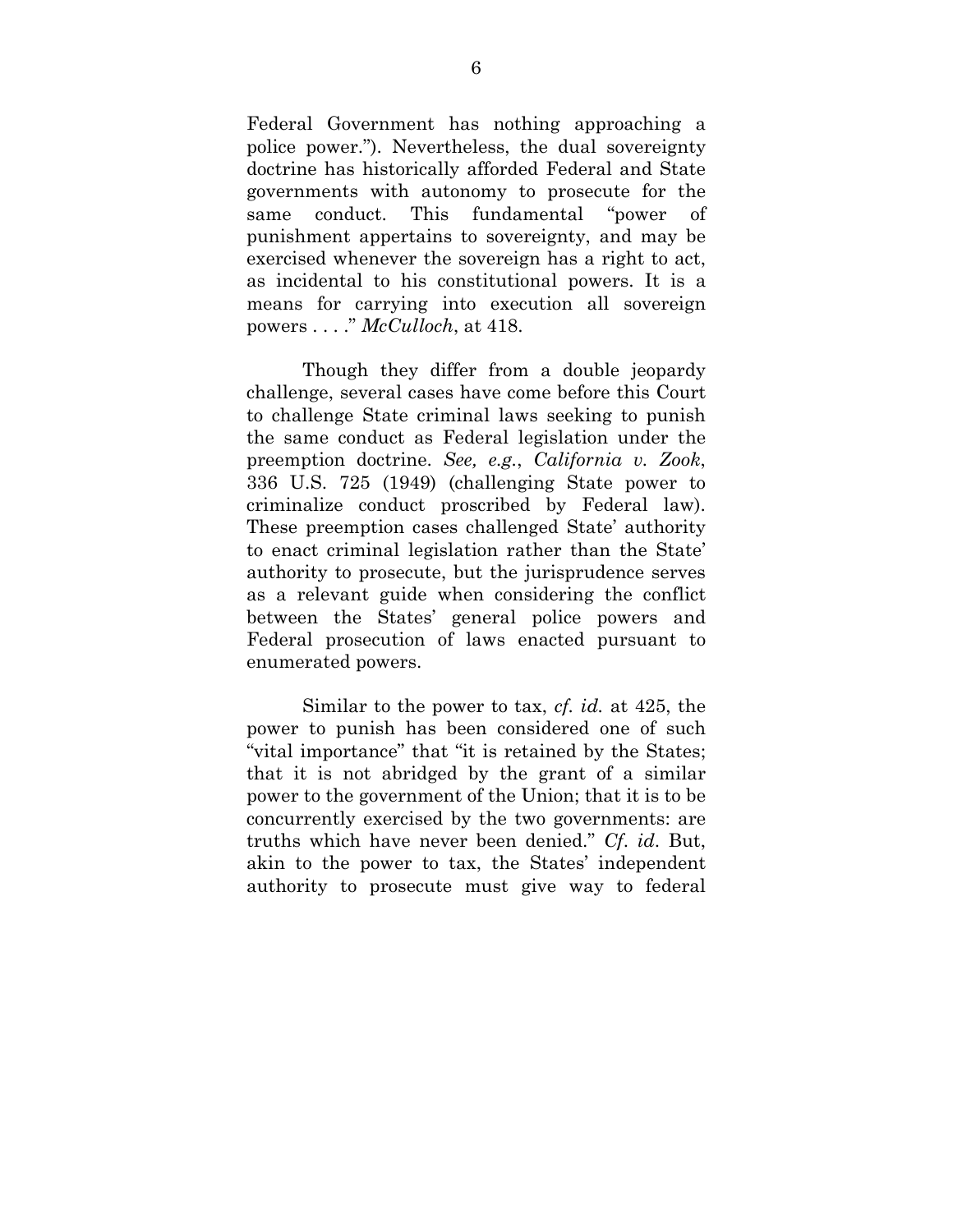Federal Government has nothing approaching a police power."). Nevertheless, the dual sovereignty doctrine has historically afforded Federal and State governments with autonomy to prosecute for the same conduct. This fundamental "power of punishment appertains to sovereignty, and may be exercised whenever the sovereign has a right to act, as incidental to his constitutional powers. It is a means for carrying into execution all sovereign powers . . . ." *McCulloch*, at 418.

Though they differ from a double jeopardy challenge, several cases have come before this Court to challenge State criminal laws seeking to punish the same conduct as Federal legislation under the preemption doctrine. *See, e.g.*, *California v. Zook*, 336 U.S. 725 (1949) (challenging State power to criminalize conduct proscribed by Federal law). These preemption cases challenged State' authority to enact criminal legislation rather than the State' authority to prosecute, but the jurisprudence serves as a relevant guide when considering the conflict between the States' general police powers and Federal prosecution of laws enacted pursuant to enumerated powers.

Similar to the power to tax, *cf. id.* at 425, the power to punish has been considered one of such "vital importance" that "it is retained by the States; that it is not abridged by the grant of a similar power to the government of the Union; that it is to be concurrently exercised by the two governments: are truths which have never been denied." *Cf. id*. But, akin to the power to tax, the States' independent authority to prosecute must give way to federal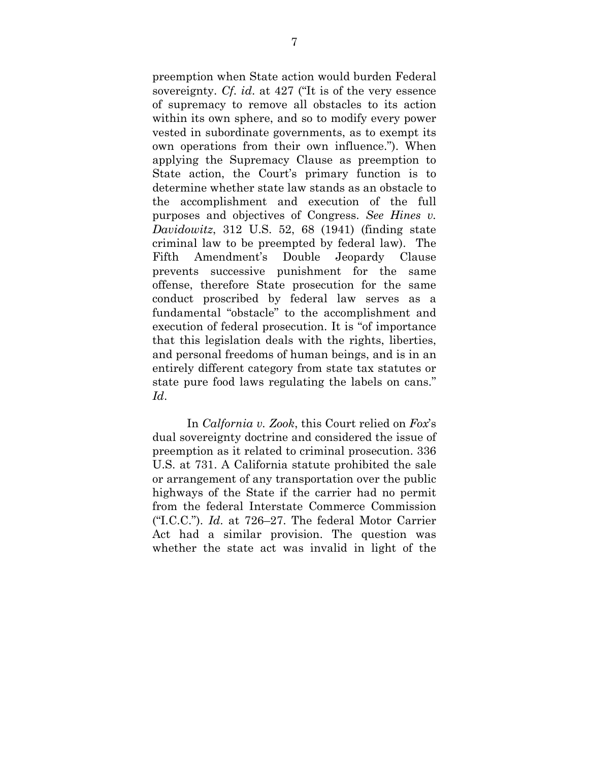preemption when State action would burden Federal sovereignty. *Cf. id.* at 427 ("It is of the very essence of supremacy to remove all obstacles to its action within its own sphere, and so to modify every power vested in subordinate governments, as to exempt its own operations from their own influence."). When applying the Supremacy Clause as preemption to State action, the Court's primary function is to determine whether state law stands as an obstacle to the accomplishment and execution of the full purposes and objectives of Congress. *See Hines v. Davidowitz*, 312 U.S. 52, 68 (1941) (finding state criminal law to be preempted by federal law). The Fifth Amendment's Double Jeopardy Clause prevents successive punishment for the same offense, therefore State prosecution for the same conduct proscribed by federal law serves as a fundamental "obstacle" to the accomplishment and execution of federal prosecution. It is "of importance that this legislation deals with the rights, liberties, and personal freedoms of human beings, and is in an entirely different category from state tax statutes or state pure food laws regulating the labels on cans." *Id*.

In *Calfornia v. Zook*, this Court relied on *Fox*'s dual sovereignty doctrine and considered the issue of preemption as it related to criminal prosecution. 336 U.S. at 731. A California statute prohibited the sale or arrangement of any transportation over the public highways of the State if the carrier had no permit from the federal Interstate Commerce Commission ("I.C.C."). *Id.* at 726–27. The federal Motor Carrier Act had a similar provision. The question was whether the state act was invalid in light of the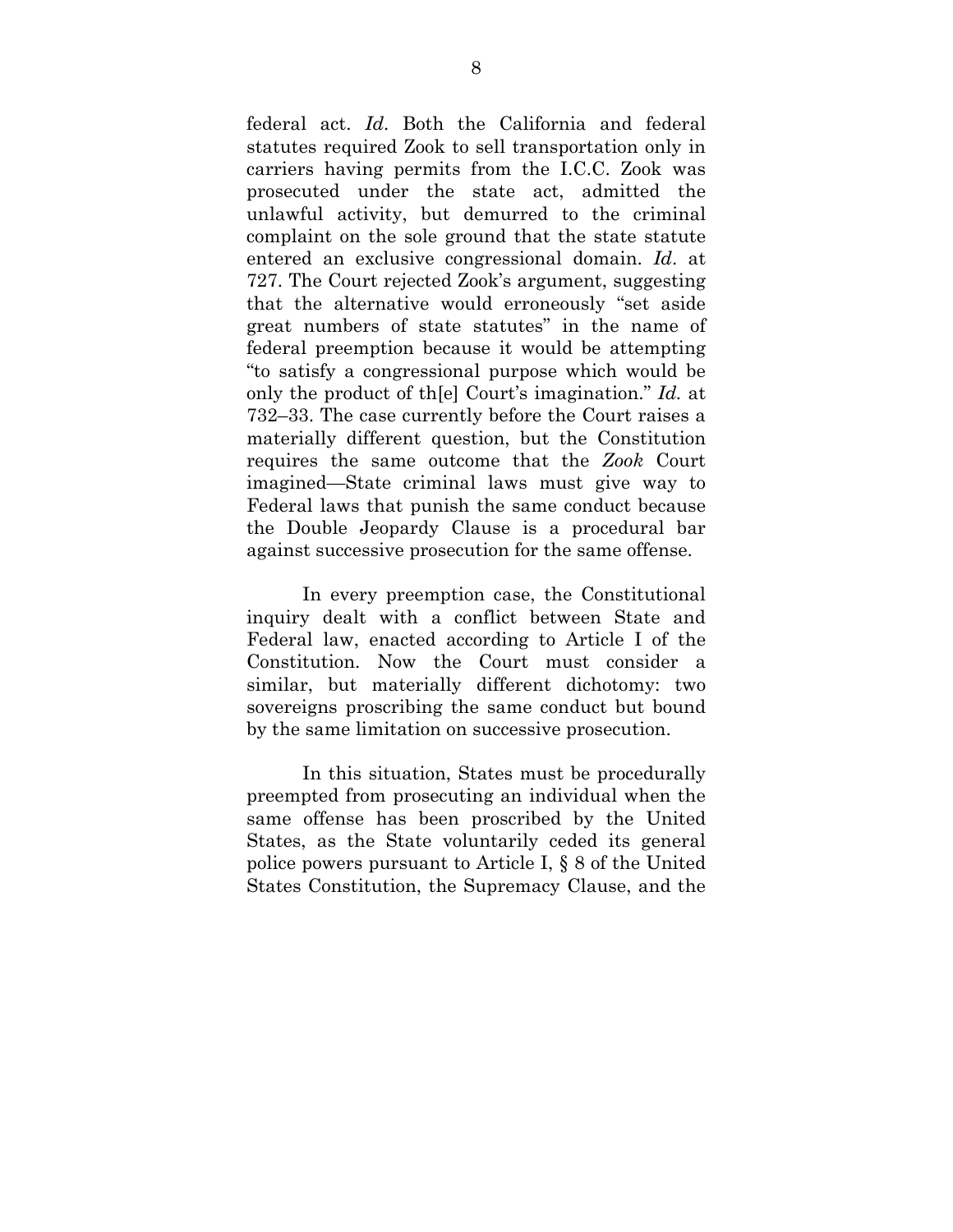federal act. *Id*. Both the California and federal statutes required Zook to sell transportation only in carriers having permits from the I.C.C. Zook was prosecuted under the state act, admitted the unlawful activity, but demurred to the criminal complaint on the sole ground that the state statute entered an exclusive congressional domain. *Id*. at 727. The Court rejected Zook's argument, suggesting that the alternative would erroneously "set aside great numbers of state statutes" in the name of federal preemption because it would be attempting "to satisfy a congressional purpose which would be only the product of th[e] Court's imagination." *Id.* at 732–33. The case currently before the Court raises a materially different question, but the Constitution requires the same outcome that the *Zook* Court imagined—State criminal laws must give way to Federal laws that punish the same conduct because the Double Jeopardy Clause is a procedural bar against successive prosecution for the same offense.

In every preemption case, the Constitutional inquiry dealt with a conflict between State and Federal law, enacted according to Article I of the Constitution. Now the Court must consider a similar, but materially different dichotomy: two sovereigns proscribing the same conduct but bound by the same limitation on successive prosecution.

In this situation, States must be procedurally preempted from prosecuting an individual when the same offense has been proscribed by the United States, as the State voluntarily ceded its general police powers pursuant to Article I, § 8 of the United States Constitution, the Supremacy Clause, and the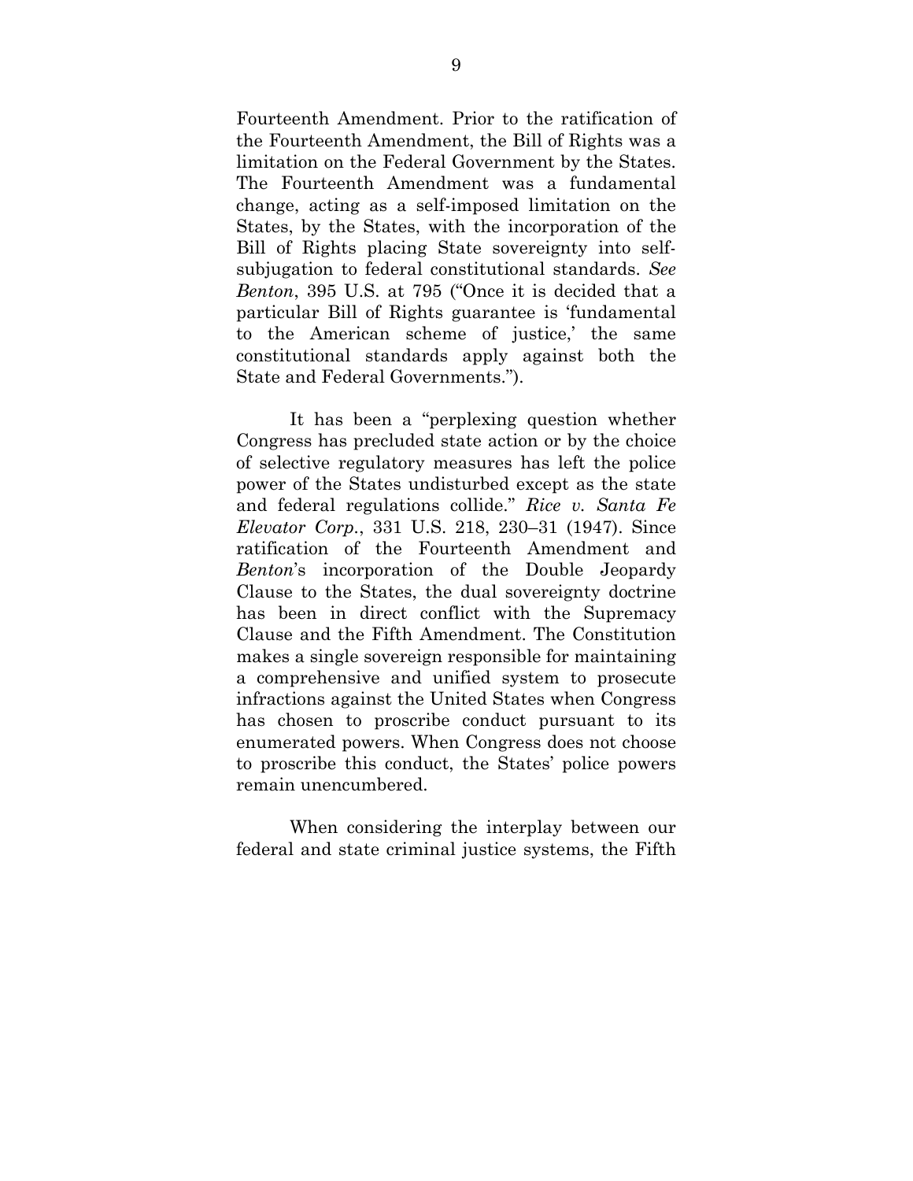Fourteenth Amendment. Prior to the ratification of the Fourteenth Amendment, the Bill of Rights was a limitation on the Federal Government by the States. The Fourteenth Amendment was a fundamental change, acting as a self-imposed limitation on the States, by the States, with the incorporation of the Bill of Rights placing State sovereignty into self-subjugation to federal constitutional standards. *See Benton*, 395 U.S. at 795 ("Once it is decided that a particular Bill of Rights guarantee is 'fundamental to the American scheme of justice,' the same constitutional standards apply against both the State and Federal Governments.").

It has been a "perplexing question whether Congress has precluded state action or by the choice of selective regulatory measures has left the police power of the States undisturbed except as the state and federal regulations collide." *Rice v. Santa Fe Elevator Corp.*, 331 U.S. 218, 230–31 (1947). Since ratification of the Fourteenth Amendment and *Benton*'s incorporation of the Double Jeopardy Clause to the States, the dual sovereignty doctrine has been in direct conflict with the Supremacy Clause and the Fifth Amendment. The Constitution makes a single sovereign responsible for maintaining a comprehensive and unified system to prosecute infractions against the United States when Congress has chosen to proscribe conduct pursuant to its enumerated powers. When Congress does not choose to proscribe this conduct, the States' police powers remain unencumbered.

When considering the interplay between our federal and state criminal justice systems, the Fifth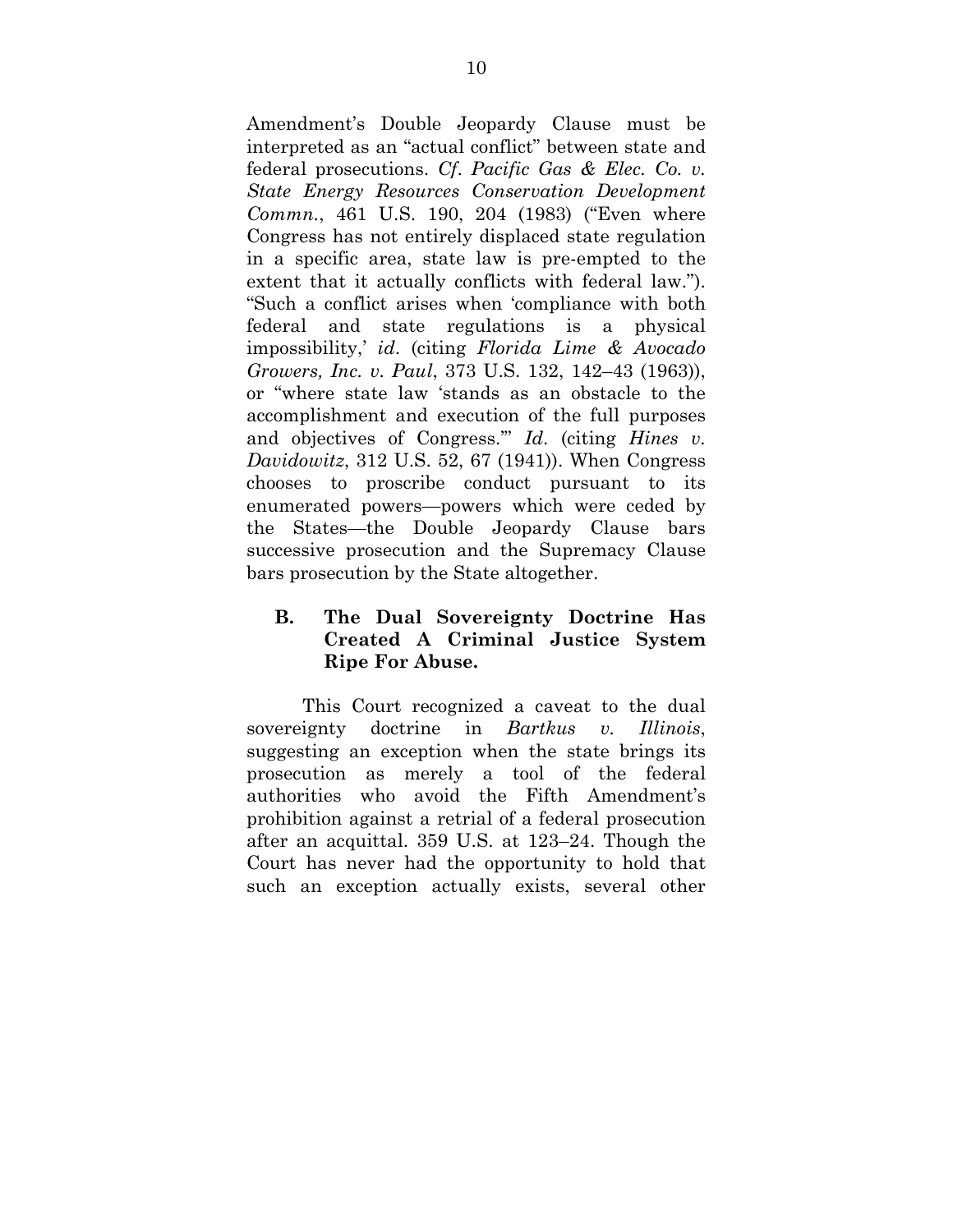Amendment's Double Jeopardy Clause must be interpreted as an "actual conflict" between state and federal prosecutions. *Cf*. *Pacific Gas & Elec. Co. v. State Energy Resources Conservation Development Commn.*, 461 U.S. 190, 204 (1983) ("Even where Congress has not entirely displaced state regulation in a specific area, state law is pre-empted to the extent that it actually conflicts with federal law."). "Such a conflict arises when 'compliance with both federal and state regulations is a physical impossibility,' *id*. (citing *Florida Lime & Avocado Growers, Inc. v. Paul*, 373 U.S. 132, 142–43 (1963)), or "where state law 'stands as an obstacle to the accomplishment and execution of the full purposes and objectives of Congress.'" *Id*. (citing *Hines v. Davidowitz*, 312 U.S. 52, 67 (1941)). When Congress chooses to proscribe conduct pursuant to its enumerated powers—powers which were ceded by the States—the Double Jeopardy Clause bars successive prosecution and the Supremacy Clause bars prosecution by the State altogether.

### B. The Dual Sovereignty Doctrine Has Created A Criminal Justice System Ripe For Abuse.

This Court recognized a caveat to the dual sovereignty doctrine in *Bartkus v. Illinois*, suggesting an exception when the state brings its prosecution as merely a tool of the federal authorities who avoid the Fifth Amendment's prohibition against a retrial of a federal prosecution after an acquittal. 359 U.S. at 123–24. Though the Court has never had the opportunity to hold that such an exception actually exists, several other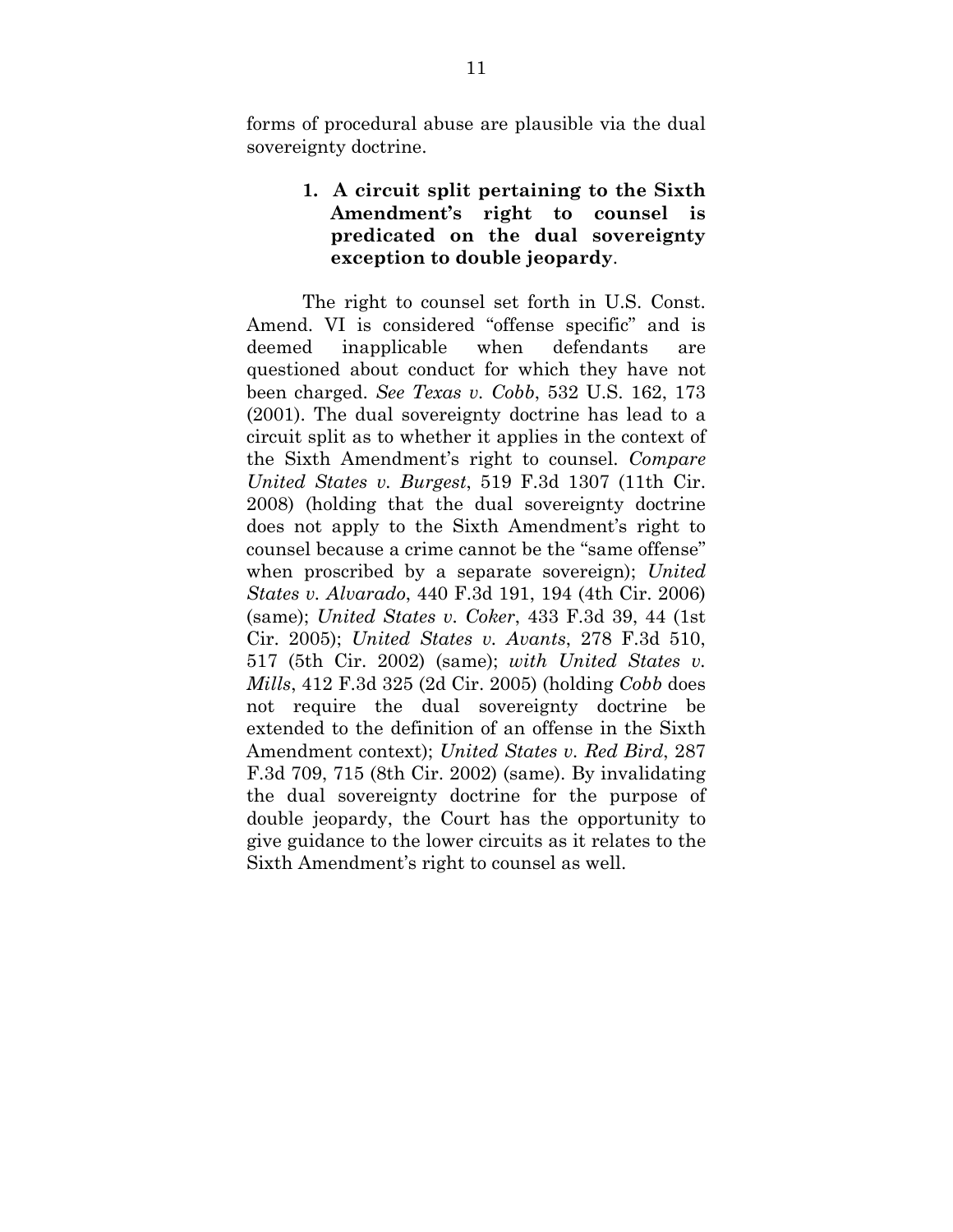forms of procedural abuse are plausible via the dual sovereignty doctrine.

### 1. A circuit split pertaining to the Sixth Amendment's right to counsel is predicated on the dual sovereignty exception to double jeopardy.

The right to counsel set forth in U.S. Const. Amend. VI is considered "offense specific" and is deemed inapplicable when defendants are questioned about conduct for which they have not been charged. *See Texas v. Cobb*, 532 U.S. 162, 173 (2001). The dual sovereignty doctrine has lead to a circuit split as to whether it applies in the context of the Sixth Amendment's right to counsel. *Compare United States v. Burgest*, 519 F.3d 1307 (11th Cir. 2008) (holding that the dual sovereignty doctrine does not apply to the Sixth Amendment's right to counsel because a crime cannot be the "same offense" when proscribed by a separate sovereign); *United States v. Alvarado*, 440 F.3d 191, 194 (4th Cir. 2006) (same); *United States v. Coker*, 433 F.3d 39, 44 (1st Cir. 2005); *United States v. Avants*, 278 F.3d 510, 517 (5th Cir. 2002) (same); *with United States v. Mills*, 412 F.3d 325 (2d Cir. 2005) (holding *Cobb* does not require the dual sovereignty doctrine be extended to the definition of an offense in the Sixth Amendment context); *United States v. Red Bird*, 287 F.3d 709, 715 (8th Cir. 2002) (same). By invalidating the dual sovereignty doctrine for the purpose of double jeopardy, the Court has the opportunity to give guidance to the lower circuits as it relates to the Sixth Amendment's right to counsel as well.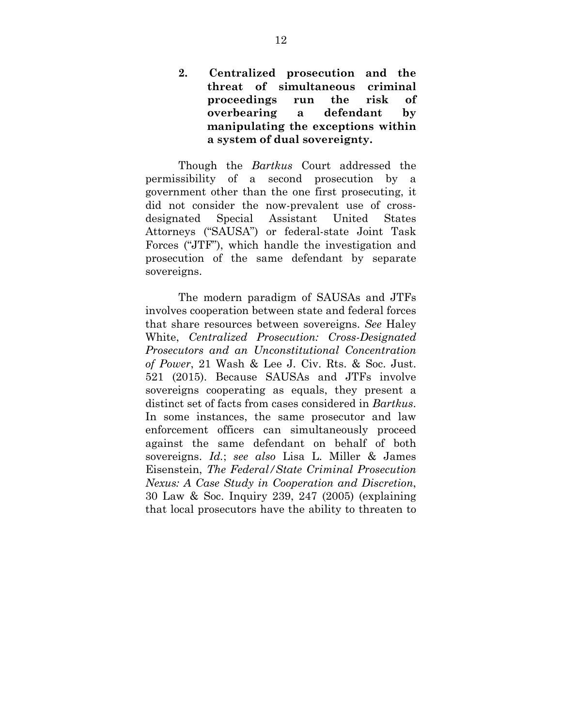### 2. Centralized prosecution and the threat of simultaneous criminal proceedings run the risk of overbearing a defendant by manipulating the exceptions within a system of dual sovereignty.

Though the *Bartkus* Court addressed the permissibility of a second prosecution by a government other than the one first prosecuting, it did not consider the now-prevalent use of cross-designated Special Assistant United States Attorneys ("SAUSA") or federal-state Joint Task Forces ("JTF"), which handle the investigation and prosecution of the same defendant by separate sovereigns.

The modern paradigm of SAUSAs and JTFs involves cooperation between state and federal forces that share resources between sovereigns. *See* Haley White, *Centralized Prosecution: Cross-Designated Prosecutors and an Unconstitutional Concentration of Power*, 21 Wash & Lee J. Civ. Rts. & Soc. Just. 521 (2015). Because SAUSAs and JTFs involve sovereigns cooperating as equals, they present a distinct set of facts from cases considered in *Bartkus*. In some instances, the same prosecutor and law enforcement officers can simultaneously proceed against the same defendant on behalf of both sovereigns. *Id.*; *see also* Lisa L. Miller & James Eisenstein, *The Federal/State Criminal Prosecution Nexus: A Case Study in Cooperation and Discretion*, 30 Law & Soc. Inquiry 239, 247 (2005) (explaining that local prosecutors have the ability to threaten to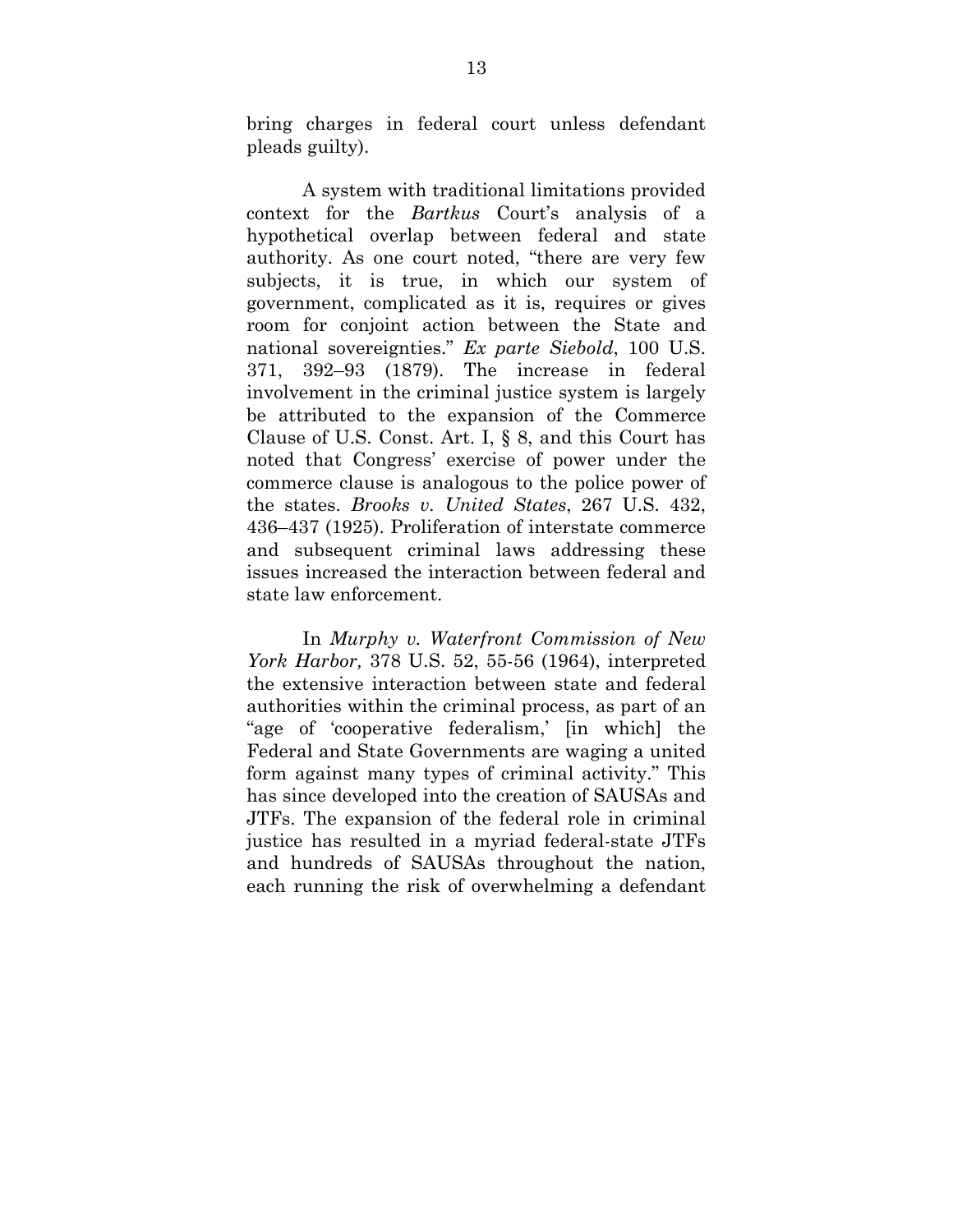bring charges in federal court unless defendant pleads guilty).

A system with traditional limitations provided context for the *Bartkus* Court's analysis of a hypothetical overlap between federal and state authority. As one court noted, "there are very few subjects, it is true, in which our system of government, complicated as it is, requires or gives room for conjoint action between the State and national sovereignties." *Ex parte Siebold*, 100 U.S. 371, 392–93 (1879). The increase in federal involvement in the criminal justice system is largely be attributed to the expansion of the Commerce Clause of U.S. Const. Art. I, § 8, and this Court has noted that Congress' exercise of power under the commerce clause is analogous to the police power of the states. *Brooks v. United States*, 267 U.S. 432, 436–437 (1925). Proliferation of interstate commerce and subsequent criminal laws addressing these issues increased the interaction between federal and state law enforcement.

In *Murphy v. Waterfront Commission of New York Harbor,* 378 U.S. 52, 55-56 (1964), interpreted the extensive interaction between state and federal authorities within the criminal process, as part of an "age of 'cooperative federalism,' [in which] the Federal and State Governments are waging a united form against many types of criminal activity." This has since developed into the creation of SAUSAs and JTFs. The expansion of the federal role in criminal justice has resulted in a myriad federal-state JTFs and hundreds of SAUSAs throughout the nation, each running the risk of overwhelming a defendant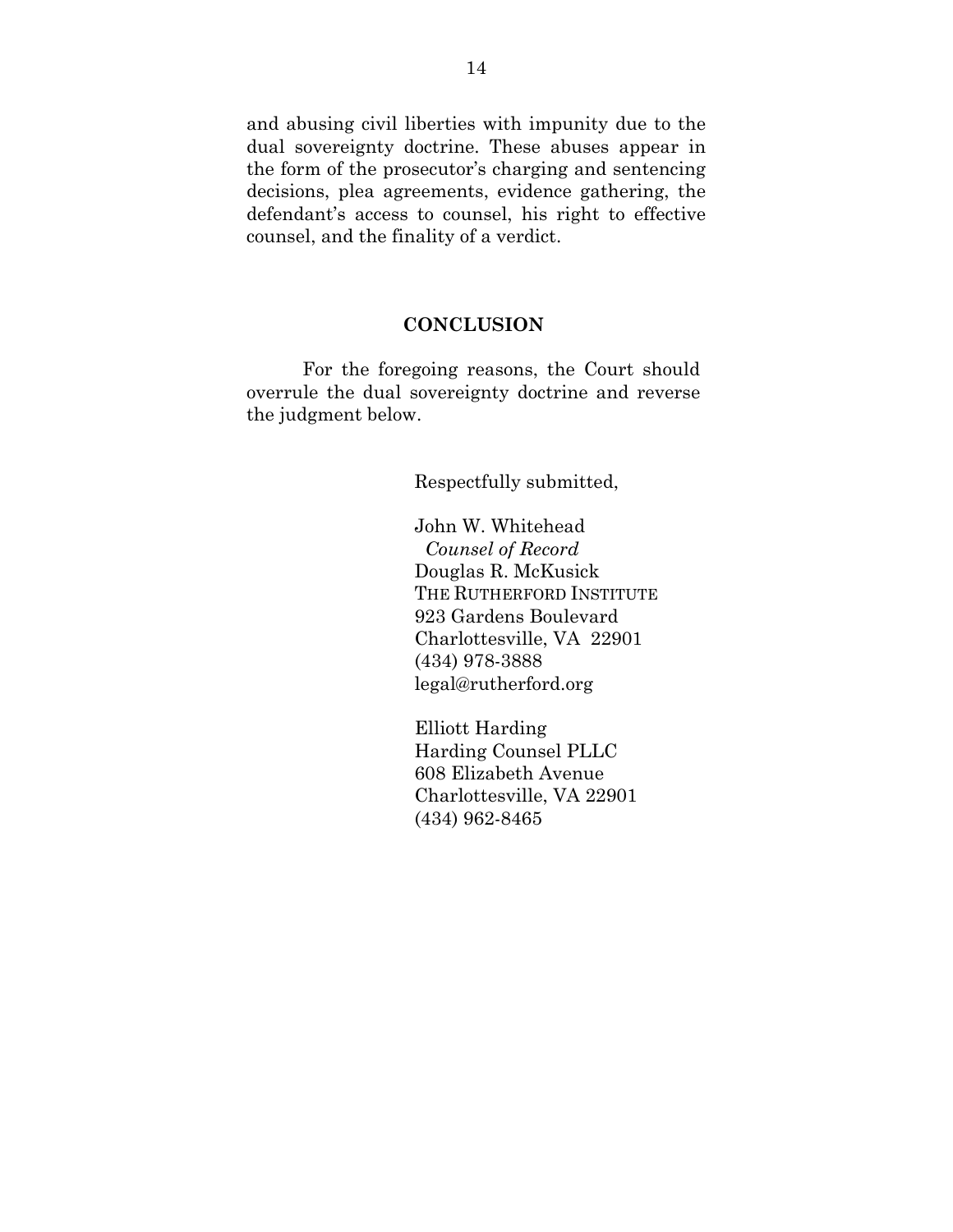and abusing civil liberties with impunity due to the dual sovereignty doctrine. These abuses appear in the form of the prosecutor's charging and sentencing decisions, plea agreements, evidence gathering, the defendant's access to counsel, his right to effective counsel, and the finality of a verdict.

## CONCLUSION

For the foregoing reasons, the Court should overrule the dual sovereignty doctrine and reverse the judgment below.

Respectfully submitted,

John W. Whitehead
*Counsel of Record*
Douglas R. McKusick
THE RUTHERFORD INSTITUTE
923 Gardens Boulevard
Charlottesville, VA 22901
(434) 978-3888
legal@rutherford.org

Elliott Harding
Harding Counsel PLLC
608 Elizabeth Avenue
Charlottesville, VA 22901
(434) 962-8465